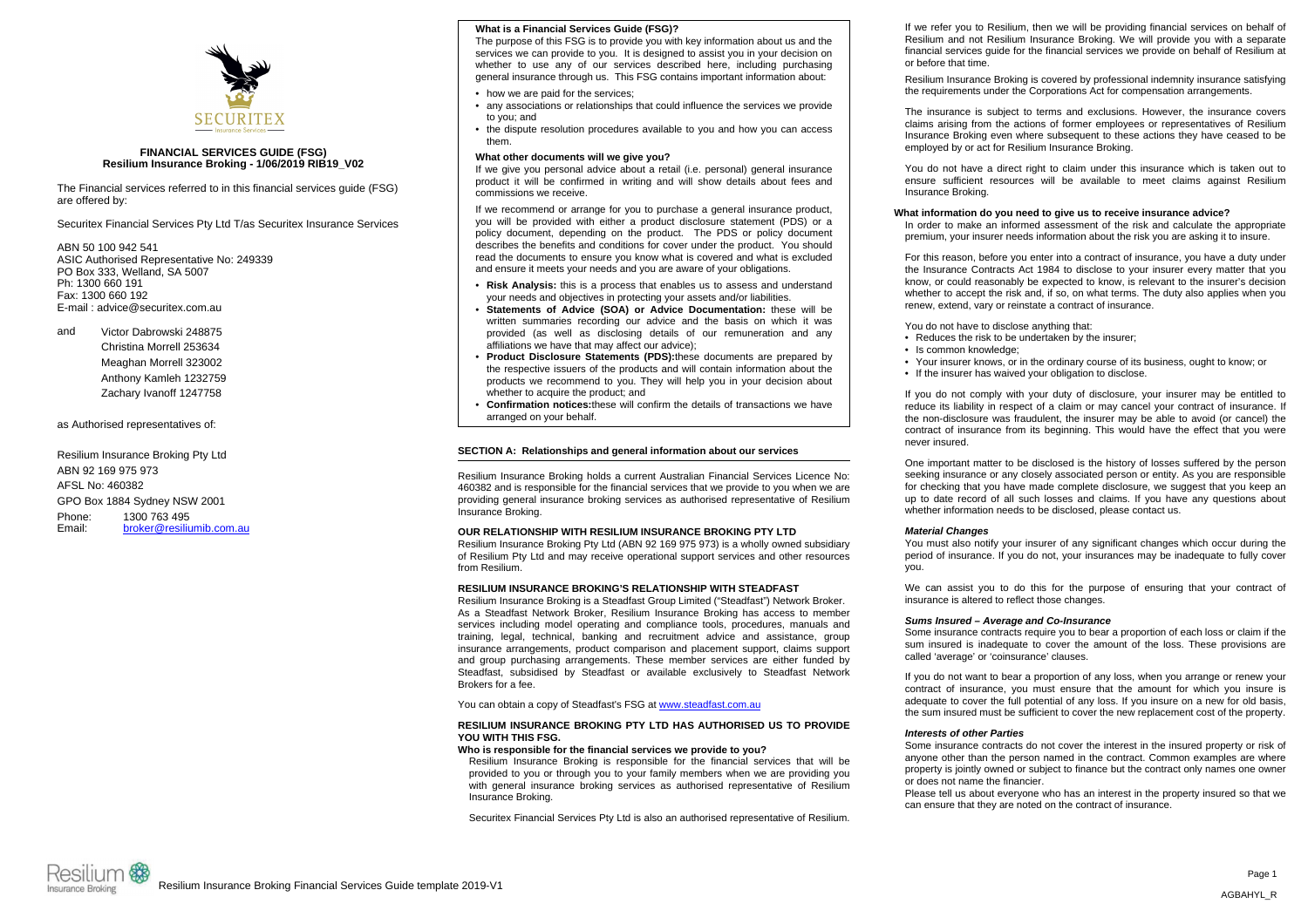# FINANCIAL SERVICES GUIDE (FSG)
## Resilium Insurance Broking - 1/06/2019 RIB19_V02

The Financial services referred to in this financial services guide (FSG) are offered by:

Securitex Financial Services Pty Ltd T/as Securitex Insurance Services

ABN 50 100 942 541
ASIC Authorised Representative No: 249339
PO Box 333, Welland, SA 5007
Ph: 1300 660 191
Fax: 1300 660 192
E-mail : advice@securitex.com.au

and Victor Dabrowski 248875
Christina Morrell 253634
Meaghan Morrell 323002
Anthony Kamleh 1232759
Zachary Ivanoff 1247758

as Authorised representatives of:

Resilium Insurance Broking Pty Ltd
ABN 92 169 975 973
AFSL No: 460382
GPO Box 1884 Sydney NSW 2001
Phone: 1300 763 495
Email: broker@resiliumib.com.au

### What is a Financial Services Guide (FSG)?

The purpose of this FSG is to provide you with key information about us and the services we can provide to you. It is designed to assist you in your decision on whether to use any of our services described here, including purchasing general insurance through us. This FSG contains important information about:

- how we are paid for the services;
- any associations or relationships that could influence the services we provide to you; and
- the dispute resolution procedures available to you and how you can access them.

### What other documents will we give you?

If we give you personal advice about a retail (i.e. personal) general insurance product it will be confirmed in writing and will show details about fees and commissions we receive.

If we recommend or arrange for you to purchase a general insurance product, you will be provided with either a product disclosure statement (PDS) or a policy document, depending on the product. The PDS or policy document describes the benefits and conditions for cover under the product. You should read the documents to ensure you know what is covered and what is excluded and ensure it meets your needs and you are aware of your obligations.

- **Risk Analysis:** this is a process that enables us to assess and understand your needs and objectives in protecting your assets and/or liabilities.
- **Statements of Advice (SOA) or Advice Documentation:** these will be written summaries recording our advice and the basis on which it was provided (as well as disclosing details of our remuneration and any affiliations we have that may affect our advice);
- **Product Disclosure Statements (PDS):**these documents are prepared by the respective issuers of the products and will contain information about the products we recommend to you. They will help you in your decision about whether to acquire the product; and
- **Confirmation notices:**these will confirm the details of transactions we have arranged on your behalf.

## SECTION A: Relationships and general information about our services

Resilium Insurance Broking holds a current Australian Financial Services Licence No: 460382 and is responsible for the financial services that we provide to you when we are providing general insurance broking services as authorised representative of Resilium Insurance Broking.

### OUR RELATIONSHIP WITH RESILIUM INSURANCE BROKING PTY LTD

Resilium Insurance Broking Pty Ltd (ABN 92 169 975 973) is a wholly owned subsidiary of Resilium Pty Ltd and may receive operational support services and other resources from Resilium.

### RESILIUM INSURANCE BROKING'S RELATIONSHIP WITH STEADFAST

Resilium Insurance Broking is a Steadfast Group Limited ("Steadfast") Network Broker. As a Steadfast Network Broker, Resilium Insurance Broking has access to member services including model operating and compliance tools, procedures, manuals and training, legal, technical, banking and recruitment advice and assistance, group insurance arrangements, product comparison and placement support, claims support and group purchasing arrangements. These member services are either funded by Steadfast, subsidised by Steadfast or available exclusively to Steadfast Network Brokers for a fee.

You can obtain a copy of Steadfast's FSG at www.steadfast.com.au

### RESILIUM INSURANCE BROKING PTY LTD HAS AUTHORISED US TO PROVIDE YOU WITH THIS FSG.

**Who is responsible for the financial services we provide to you?**

Resilium Insurance Broking is responsible for the financial services that will be provided to you or through you to your family members when we are providing you with general insurance broking services as authorised representative of Resilium Insurance Broking.

Securitex Financial Services Pty Ltd is also an authorised representative of Resilium.

If we refer you to Resilium, then we will be providing financial services on behalf of Resilium and not Resilium Insurance Broking. We will provide you with a separate financial services guide for the financial services we provide on behalf of Resilium at or before that time.

Resilium Insurance Broking is covered by professional indemnity insurance satisfying the requirements under the Corporations Act for compensation arrangements.

The insurance is subject to terms and exclusions. However, the insurance covers claims arising from the actions of former employees or representatives of Resilium Insurance Broking even where subsequent to these actions they have ceased to be employed by or act for Resilium Insurance Broking.

You do not have a direct right to claim under this insurance which is taken out to ensure sufficient resources will be available to meet claims against Resilium Insurance Broking.

### What information do you need to give us to receive insurance advice?

In order to make an informed assessment of the risk and calculate the appropriate premium, your insurer needs information about the risk you are asking it to insure.

For this reason, before you enter into a contract of insurance, you have a duty under the Insurance Contracts Act 1984 to disclose to your insurer every matter that you know, or could reasonably be expected to know, is relevant to the insurer's decision whether to accept the risk and, if so, on what terms. The duty also applies when you renew, extend, vary or reinstate a contract of insurance.

You do not have to disclose anything that:

- Reduces the risk to be undertaken by the insurer;
- Is common knowledge;
- Your insurer knows, or in the ordinary course of its business, ought to know; or
- If the insurer has waived your obligation to disclose.

If you do not comply with your duty of disclosure, your insurer may be entitled to reduce its liability in respect of a claim or may cancel your contract of insurance. If the non-disclosure was fraudulent, the insurer may be able to avoid (or cancel) the contract of insurance from its beginning. This would have the effect that you were never insured.

One important matter to be disclosed is the history of losses suffered by the person seeking insurance or any closely associated person or entity. As you are responsible for checking that you have made complete disclosure, we suggest that you keep an up to date record of all such losses and claims. If you have any questions about whether information needs to be disclosed, please contact us.

#### *Material Changes*

You must also notify your insurer of any significant changes which occur during the period of insurance. If you do not, your insurances may be inadequate to fully cover you.

We can assist you to do this for the purpose of ensuring that your contract of insurance is altered to reflect those changes.

#### *Sums Insured – Average and Co-Insurance*

Some insurance contracts require you to bear a proportion of each loss or claim if the sum insured is inadequate to cover the amount of the loss. These provisions are called 'average' or 'coinsurance' clauses.

If you do not want to bear a proportion of any loss, when you arrange or renew your contract of insurance, you must ensure that the amount for which you insure is adequate to cover the full potential of any loss. If you insure on a new for old basis, the sum insured must be sufficient to cover the new replacement cost of the property.

#### *Interests of other Parties*

Some insurance contracts do not cover the interest in the insured property or risk of anyone other than the person named in the contract. Common examples are where property is jointly owned or subject to finance but the contract only names one owner or does not name the financier.

Please tell us about everyone who has an interest in the property insured so that we can ensure that they are noted on the contract of insurance.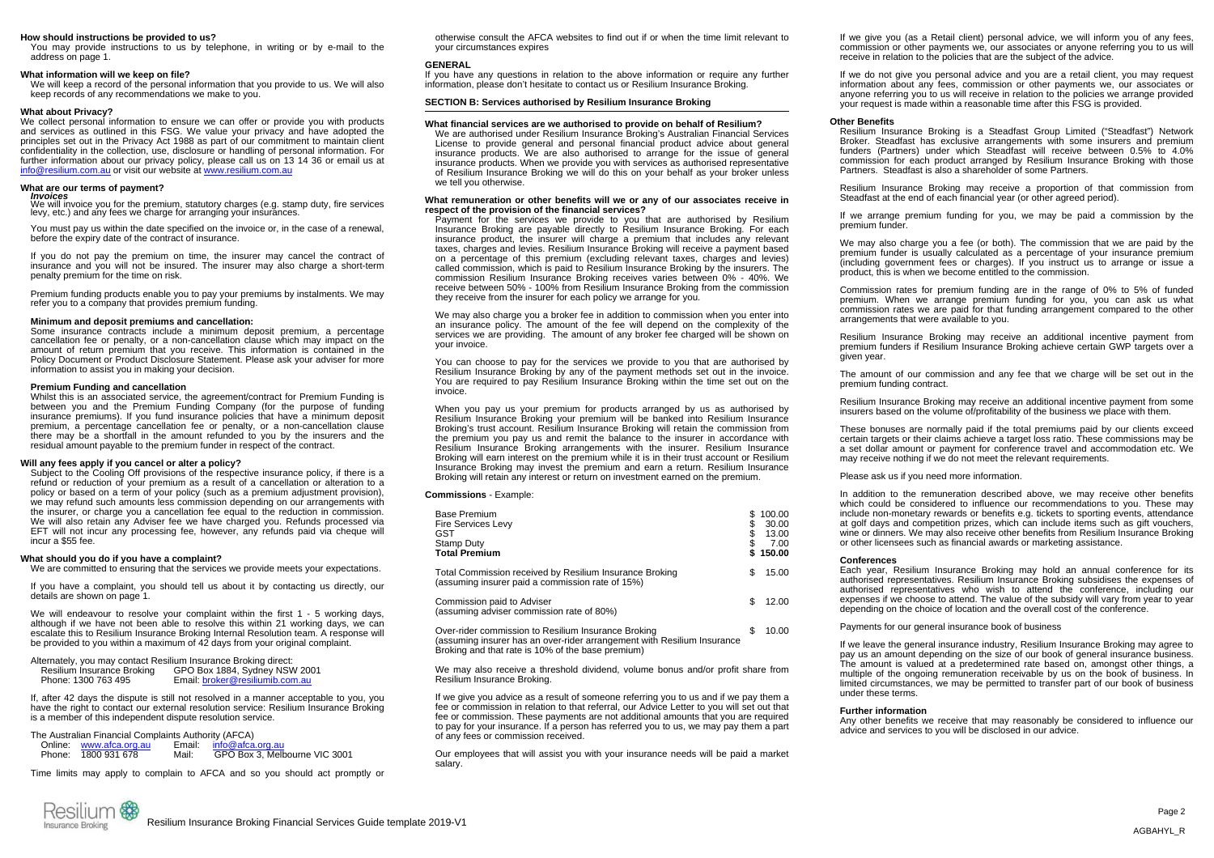### How should instructions be provided to us?

You may provide instructions to us by telephone, in writing or by e-mail to the address on page 1.

### What information will we keep on file?

We will keep a record of the personal information that you provide to us. We will also keep records of any recommendations we make to you.

### What about Privacy?

We collect personal information to ensure we can offer or provide you with products and services as outlined in this FSG. We value your privacy and have adopted the principles set out in the Privacy Act 1988 as part of our commitment to maintain client confidentiality in the collection, use, disclosure or handling of personal information. For further information about our privacy policy, please call us on 13 14 36 or email us at info@resilium.com.au or visit our website at www.resilium.com.au

### What are our terms of payment?

***Invoices***

We will invoice you for the premium, statutory charges (e.g. stamp duty, fire services levy, etc.) and any fees we charge for arranging your insurances.

You must pay us within the date specified on the invoice or, in the case of a renewal, before the expiry date of the contract of insurance.

If you do not pay the premium on time, the insurer may cancel the contract of insurance and you will not be insured. The insurer may also charge a short-term penalty premium for the time on risk.

Premium funding products enable you to pay your premiums by instalments. We may refer you to a company that provides premium funding.

### Minimum and deposit premiums and cancellation:

Some insurance contracts include a minimum deposit premium, a percentage cancellation fee or penalty, or a non-cancellation clause which may impact on the amount of return premium that you receive. This information is contained in the Policy Document or Product Disclosure Statement. Please ask your adviser for more information to assist you in making your decision.

### Premium Funding and cancellation

Whilst this is an associated service, the agreement/contract for Premium Funding is between you and the Premium Funding Company (for the purpose of funding insurance premiums). If you fund insurance policies that have a minimum deposit premium, a percentage cancellation fee or penalty, or a non-cancellation clause there may be a shortfall in the amount refunded to you by the insurers and the residual amount payable to the premium funder in respect of the contract.

### Will any fees apply if you cancel or alter a policy?

Subject to the Cooling Off provisions of the respective insurance policy, if there is a refund or reduction of your premium as a result of a cancellation or alteration to a policy or based on a term of your policy (such as a premium adjustment provision), we may refund such amounts less commission depending on our arrangements with the insurer, or charge you a cancellation fee equal to the reduction in commission. We will also retain any Adviser fee we have charged you. Refunds processed via EFT will not incur any processing fee, however, any refunds paid via cheque will incur a $55 fee.

### What should you do if you have a complaint?

We are committed to ensuring that the services we provide meets your expectations.

If you have a complaint, you should tell us about it by contacting us directly, our details are shown on page 1.

We will endeavour to resolve your complaint within the first 1 - 5 working days, although if we have not been able to resolve this within 21 working days, we can escalate this to Resilium Insurance Broking Internal Resolution team. A response will be provided to you within a maximum of 42 days from your original complaint.

Alternately, you may contact Resilium Insurance Broking direct:

Resilium Insurance Broking GPO Box 1884, Sydney NSW 2001
Phone: 1300 763 495 Email: broker@resiliumib.com.au

If, after 42 days the dispute is still not resolved in a manner acceptable to you, you have the right to contact our external resolution service: Resilium Insurance Broking is a member of this independent dispute resolution service.

The Australian Financial Complaints Authority (AFCA)

Online: www.afca.org.au Email: info@afca.org.au
Phone: 1800 931 678 Mail: GPO Box 3, Melbourne VIC 3001

Time limits may apply to complain to AFCA and so you should act promptly or otherwise consult the AFCA websites to find out if or when the time limit relevant to your circumstances expires

### GENERAL

If you have any questions in relation to the above information or require any further information, please don't hesitate to contact us or Resilium Insurance Broking.

## SECTION B: Services authorised by Resilium Insurance Broking

### What financial services are we authorised to provide on behalf of Resilium?

We are authorised under Resilium Insurance Broking's Australian Financial Services License to provide general and personal financial product advice about general insurance products. We are also authorised to arrange for the issue of general insurance products. When we provide you with services as authorised representative of Resilium Insurance Broking we will do this on your behalf as your broker unless we tell you otherwise.

### What remuneration or other benefits will we or any of our associates receive in respect of the provision of the financial services?

Payment for the services we provide to you that are authorised by Resilium Insurance Broking are payable directly to Resilium Insurance Broking. For each insurance product, the insurer will charge a premium that includes any relevant taxes, charges and levies. Resilium Insurance Broking will receive a payment based on a percentage of this premium (excluding relevant taxes, charges and levies) called commission, which is paid to Resilium Insurance Broking by the insurers. The commission Resilium Insurance Broking receives varies between 0% - 40%. We receive between 50% - 100% from Resilium Insurance Broking from the commission they receive from the insurer for each policy we arrange for you.

We may also charge you a broker fee in addition to commission when you enter into an insurance policy. The amount of the fee will depend on the complexity of the services we are providing. The amount of any broker fee charged will be shown on your invoice.

You can choose to pay for the services we provide to you that are authorised by Resilium Insurance Broking by any of the payment methods set out in the invoice. You are required to pay Resilium Insurance Broking within the time set out on the invoice.

When you pay us your premium for products arranged by us as authorised by Resilium Insurance Broking your premium will be banked into Resilium Insurance Broking's trust account. Resilium Insurance Broking will retain the commission from the premium you pay us and remit the balance to the insurer in accordance with Resilium Insurance Broking arrangements with the insurer. Resilium Insurance Broking will earn interest on the premium while it is in their trust account or Resilium Insurance Broking may invest the premium and earn a return. Resilium Insurance Broking will retain any interest or return on investment earned on the premium.

**Commissions** - Example:

| | |
|---|---|
| Base Premium | $ 100.00 |
| Fire Services Levy | $ 30.00 |
| GST | $ 13.00 |
| Stamp Duty | $ 7.00 |
| **Total Premium** | **$ 150.00** |
| Total Commission received by Resilium Insurance Broking (assuming insurer paid a commission rate of 15%) | $ 15.00 |
| Commission paid to Adviser (assuming adviser commission rate of 80%) | $ 12.00 |
| Over-rider commission to Resilium Insurance Broking (assuming insurer has an over-rider arrangement with Resilium Insurance Broking and that rate is 10% of the base premium) | $ 10.00 |

We may also receive a threshold dividend, volume bonus and/or profit share from Resilium Insurance Broking.

If we give you advice as a result of someone referring you to us and if we pay them a fee or commission in relation to that referral, our Advice Letter to you will set out that fee or commission. These payments are not additional amounts that you are required to pay for your insurance. If a person has referred you to us, we may pay them a part of any fees or commission received.

Our employees that will assist you with your insurance needs will be paid a market salary.

If we give you (as a Retail client) personal advice, we will inform you of any fees, commission or other payments we, our associates or anyone referring you to us will receive in relation to the policies that are the subject of the advice.

If we do not give you personal advice and you are a retail client, you may request information about any fees, commission or other payments we, our associates or anyone referring you to us will receive in relation to the policies we arrange provided your request is made within a reasonable time after this FSG is provided.

### Other Benefits

Resilium Insurance Broking is a Steadfast Group Limited ("Steadfast") Network Broker. Steadfast has exclusive arrangements with some insurers and premium funders (Partners) under which Steadfast will receive between 0.5% to 4.0% commission for each product arranged by Resilium Insurance Broking with those Partners. Steadfast is also a shareholder of some Partners.

Resilium Insurance Broking may receive a proportion of that commission from Steadfast at the end of each financial year (or other agreed period).

If we arrange premium funding for you, we may be paid a commission by the premium funder.

We may also charge you a fee (or both). The commission that we are paid by the premium funder is usually calculated as a percentage of your insurance premium (including government fees or charges). If you instruct us to arrange or issue a product, this is when we become entitled to the commission.

Commission rates for premium funding are in the range of 0% to 5% of funded premium. When we arrange premium funding for you, you can ask us what commission rates we are paid for that funding arrangement compared to the other arrangements that were available to you.

Resilium Insurance Broking may receive an additional incentive payment from premium funders if Resilium Insurance Broking achieve certain GWP targets over a given year.

The amount of our commission and any fee that we charge will be set out in the premium funding contract.

Resilium Insurance Broking may receive an additional incentive payment from some insurers based on the volume of/profitability of the business we place with them.

These bonuses are normally paid if the total premiums paid by our clients exceed certain targets or their claims achieve a target loss ratio. These commissions may be a set dollar amount or payment for conference travel and accommodation etc. We may receive nothing if we do not meet the relevant requirements.

Please ask us if you need more information.

In addition to the remuneration described above, we may receive other benefits which could be considered to influence our recommendations to you. These may include non-monetary rewards or benefits e.g. tickets to sporting events, attendance at golf days and competition prizes, which can include items such as gift vouchers, wine or dinners. We may also receive other benefits from Resilium Insurance Broking or other licensees such as financial awards or marketing assistance.

### Conferences

Each year, Resilium Insurance Broking may hold an annual conference for its authorised representatives. Resilium Insurance Broking subsidises the expenses of authorised representatives who wish to attend the conference, including our expenses if we choose to attend. The value of the subsidy will vary from year to year depending on the choice of location and the overall cost of the conference.

Payments for our general insurance book of business

If we leave the general insurance industry, Resilium Insurance Broking may agree to pay us an amount depending on the size of our book of general insurance business. The amount is valued at a predetermined rate based on, amongst other things, a multiple of the ongoing remuneration receivable by us on the book of business. In limited circumstances, we may be permitted to transfer part of our book of business under these terms.

### Further information

Any other benefits we receive that may reasonably be considered to influence our advice and services to you will be disclosed in our advice.

Resilium Insurance Broking Financial Services Guide template 2019-V1

AGBAHYL_R